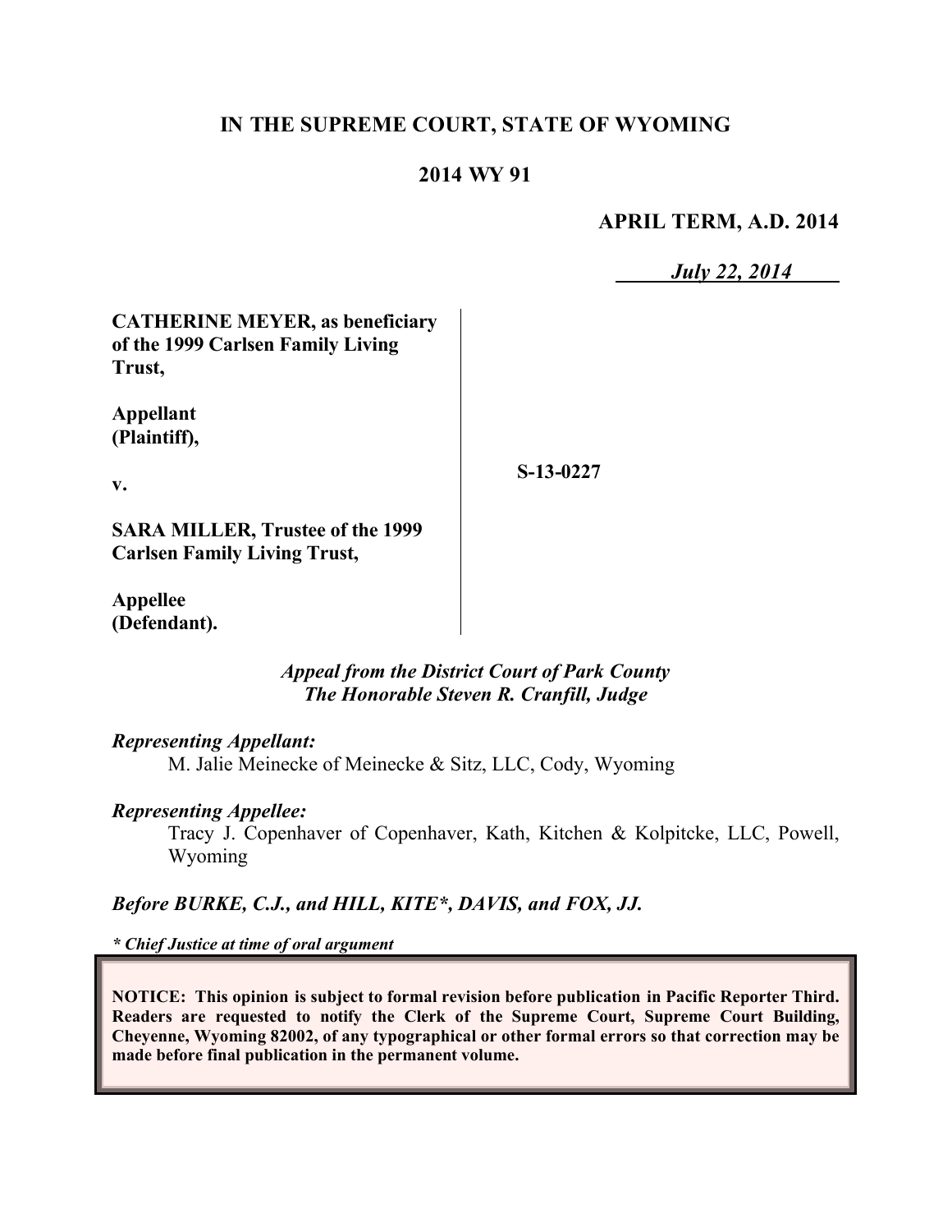**IN THE SUPREME COURT, STATE OF WYOMING**

**2014 WY 91**

**APRIL TERM, A.D. 2014**

***July 22, 2014***

| | | |
|---|---|---|
| **CATHERINE MEYER, as beneficiary of the 1999 Carlsen Family Living Trust,**<br><br>**Appellant (Plaintiff),**<br><br>**v.**<br><br>**SARA MILLER, Trustee of the 1999 Carlsen Family Living Trust,**<br><br>**Appellee (Defendant).** | | **S-13-0227** |

*Appeal from the District Court of Park County*
*The Honorable Steven R. Cranfill, Judge*

***Representing Appellant:***
M. Jalie Meinecke of Meinecke & Sitz, LLC, Cody, Wyoming

***Representing Appellee:***
Tracy J. Copenhaver of Copenhaver, Kath, Kitchen & Kolpitcke, LLC, Powell, Wyoming

***Before BURKE, C.J., and HILL, KITE\*, DAVIS, and FOX, JJ.***

***\* Chief Justice at time of oral argument***

**NOTICE: This opinion is subject to formal revision before publication in Pacific Reporter Third. Readers are requested to notify the Clerk of the Supreme Court, Supreme Court Building, Cheyenne, Wyoming 82002, of any typographical or other formal errors so that correction may be made before final publication in the permanent volume.**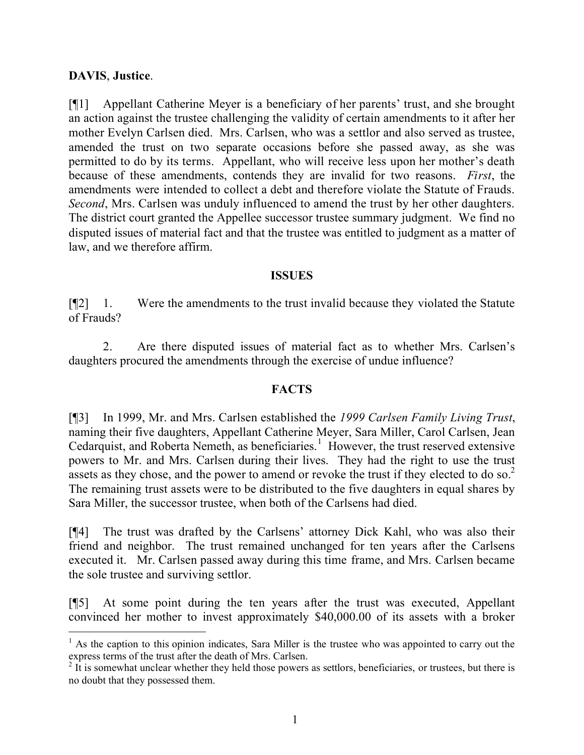**DAVIS**, **Justice**.

[¶1] Appellant Catherine Meyer is a beneficiary of her parents' trust, and she brought an action against the trustee challenging the validity of certain amendments to it after her mother Evelyn Carlsen died. Mrs. Carlsen, who was a settlor and also served as trustee, amended the trust on two separate occasions before she passed away, as she was permitted to do by its terms. Appellant, who will receive less upon her mother's death because of these amendments, contends they are invalid for two reasons. *First*, the amendments were intended to collect a debt and therefore violate the Statute of Frauds. *Second*, Mrs. Carlsen was unduly influenced to amend the trust by her other daughters. The district court granted the Appellee successor trustee summary judgment. We find no disputed issues of material fact and that the trustee was entitled to judgment as a matter of law, and we therefore affirm.

## ISSUES

[¶2] 1. Were the amendments to the trust invalid because they violated the Statute of Frauds?

2. Are there disputed issues of material fact as to whether Mrs. Carlsen's daughters procured the amendments through the exercise of undue influence?

## FACTS

[¶3] In 1999, Mr. and Mrs. Carlsen established the *1999 Carlsen Family Living Trust*, naming their five daughters, Appellant Catherine Meyer, Sara Miller, Carol Carlsen, Jean Cedarquist, and Roberta Nemeth, as beneficiaries.[1] However, the trust reserved extensive powers to Mr. and Mrs. Carlsen during their lives. They had the right to use the trust assets as they chose, and the power to amend or revoke the trust if they elected to do so.[2] The remaining trust assets were to be distributed to the five daughters in equal shares by Sara Miller, the successor trustee, when both of the Carlsens had died.

[¶4] The trust was drafted by the Carlsens' attorney Dick Kahl, who was also their friend and neighbor. The trust remained unchanged for ten years after the Carlsens executed it. Mr. Carlsen passed away during this time frame, and Mrs. Carlsen became the sole trustee and surviving settlor.

[¶5] At some point during the ten years after the trust was executed, Appellant convinced her mother to invest approximately \$40,000.00 of its assets with a broker

---

[1] As the caption to this opinion indicates, Sara Miller is the trustee who was appointed to carry out the express terms of the trust after the death of Mrs. Carlsen.

[2] It is somewhat unclear whether they held those powers as settlors, beneficiaries, or trustees, but there is no doubt that they possessed them.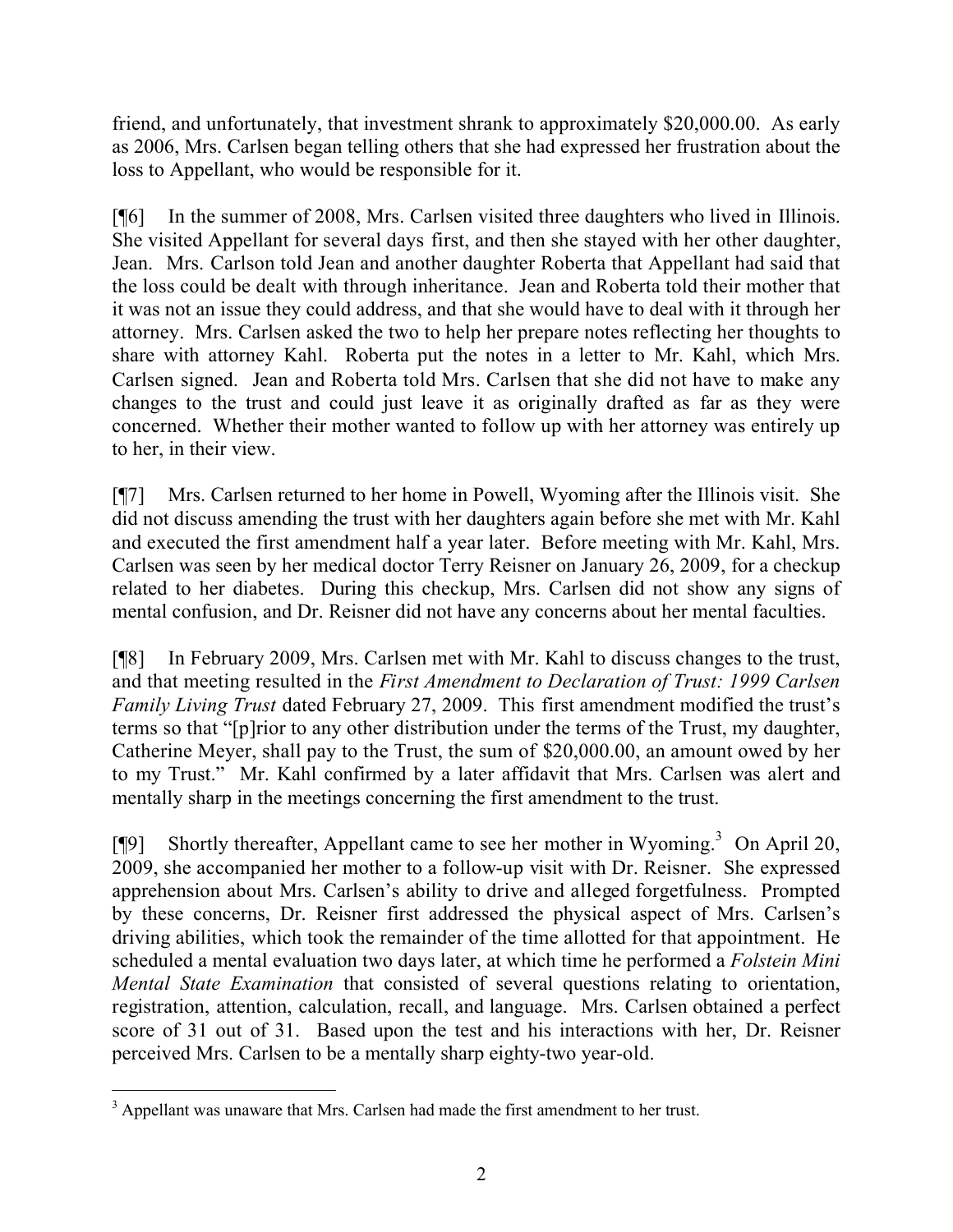friend, and unfortunately, that investment shrank to approximately $20,000.00. As early as 2006, Mrs. Carlsen began telling others that she had expressed her frustration about the loss to Appellant, who would be responsible for it.

[¶6] In the summer of 2008, Mrs. Carlsen visited three daughters who lived in Illinois. She visited Appellant for several days first, and then she stayed with her other daughter, Jean. Mrs. Carlson told Jean and another daughter Roberta that Appellant had said that the loss could be dealt with through inheritance. Jean and Roberta told their mother that it was not an issue they could address, and that she would have to deal with it through her attorney. Mrs. Carlsen asked the two to help her prepare notes reflecting her thoughts to share with attorney Kahl. Roberta put the notes in a letter to Mr. Kahl, which Mrs. Carlsen signed. Jean and Roberta told Mrs. Carlsen that she did not have to make any changes to the trust and could just leave it as originally drafted as far as they were concerned. Whether their mother wanted to follow up with her attorney was entirely up to her, in their view.

[¶7] Mrs. Carlsen returned to her home in Powell, Wyoming after the Illinois visit. She did not discuss amending the trust with her daughters again before she met with Mr. Kahl and executed the first amendment half a year later. Before meeting with Mr. Kahl, Mrs. Carlsen was seen by her medical doctor Terry Reisner on January 26, 2009, for a checkup related to her diabetes. During this checkup, Mrs. Carlsen did not show any signs of mental confusion, and Dr. Reisner did not have any concerns about her mental faculties.

[¶8] In February 2009, Mrs. Carlsen met with Mr. Kahl to discuss changes to the trust, and that meeting resulted in the *First Amendment to Declaration of Trust: 1999 Carlsen Family Living Trust* dated February 27, 2009. This first amendment modified the trust's terms so that "[p]rior to any other distribution under the terms of the Trust, my daughter, Catherine Meyer, shall pay to the Trust, the sum of $20,000.00, an amount owed by her to my Trust." Mr. Kahl confirmed by a later affidavit that Mrs. Carlsen was alert and mentally sharp in the meetings concerning the first amendment to the trust.

[¶9] Shortly thereafter, Appellant came to see her mother in Wyoming.[3] On April 20, 2009, she accompanied her mother to a follow-up visit with Dr. Reisner. She expressed apprehension about Mrs. Carlsen's ability to drive and alleged forgetfulness. Prompted by these concerns, Dr. Reisner first addressed the physical aspect of Mrs. Carlsen's driving abilities, which took the remainder of the time allotted for that appointment. He scheduled a mental evaluation two days later, at which time he performed a *Folstein Mini Mental State Examination* that consisted of several questions relating to orientation, registration, attention, calculation, recall, and language. Mrs. Carlsen obtained a perfect score of 31 out of 31. Based upon the test and his interactions with her, Dr. Reisner perceived Mrs. Carlsen to be a mentally sharp eighty-two year-old.

---

[3] Appellant was unaware that Mrs. Carlsen had made the first amendment to her trust.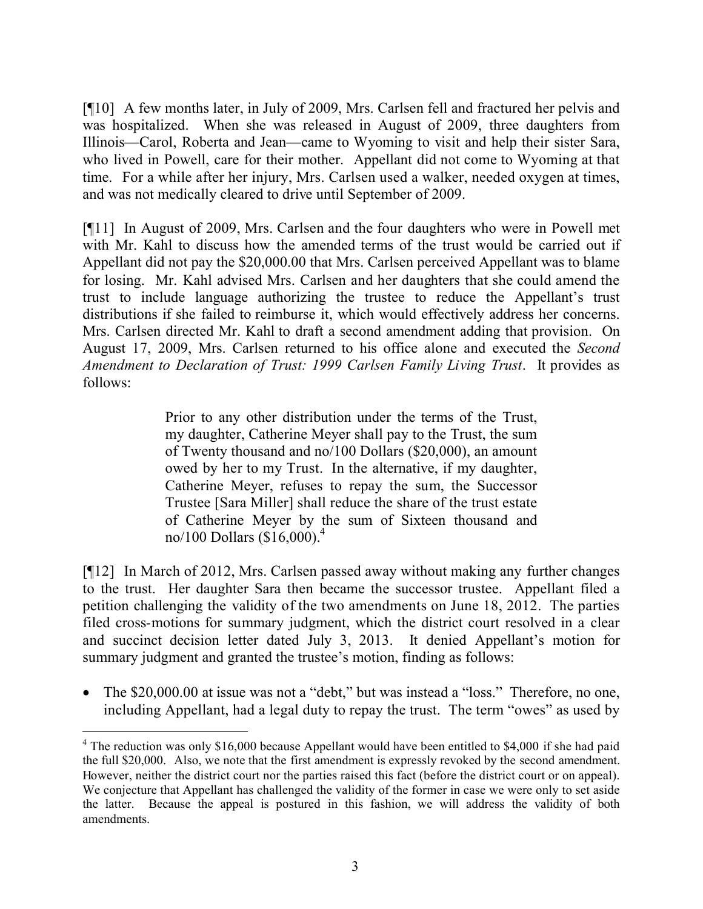[¶10] A few months later, in July of 2009, Mrs. Carlsen fell and fractured her pelvis and was hospitalized. When she was released in August of 2009, three daughters from Illinois—Carol, Roberta and Jean—came to Wyoming to visit and help their sister Sara, who lived in Powell, care for their mother. Appellant did not come to Wyoming at that time. For a while after her injury, Mrs. Carlsen used a walker, needed oxygen at times, and was not medically cleared to drive until September of 2009.

[¶11] In August of 2009, Mrs. Carlsen and the four daughters who were in Powell met with Mr. Kahl to discuss how the amended terms of the trust would be carried out if Appellant did not pay the $20,000.00 that Mrs. Carlsen perceived Appellant was to blame for losing. Mr. Kahl advised Mrs. Carlsen and her daughters that she could amend the trust to include language authorizing the trustee to reduce the Appellant's trust distributions if she failed to reimburse it, which would effectively address her concerns. Mrs. Carlsen directed Mr. Kahl to draft a second amendment adding that provision. On August 17, 2009, Mrs. Carlsen returned to his office alone and executed the *Second Amendment to Declaration of Trust: 1999 Carlsen Family Living Trust*. It provides as follows:

> Prior to any other distribution under the terms of the Trust, my daughter, Catherine Meyer shall pay to the Trust, the sum of Twenty thousand and no/100 Dollars ($20,000), an amount owed by her to my Trust. In the alternative, if my daughter, Catherine Meyer, refuses to repay the sum, the Successor Trustee [Sara Miller] shall reduce the share of the trust estate of Catherine Meyer by the sum of Sixteen thousand and no/100 Dollars ($16,000).[4]

[¶12] In March of 2012, Mrs. Carlsen passed away without making any further changes to the trust. Her daughter Sara then became the successor trustee. Appellant filed a petition challenging the validity of the two amendments on June 18, 2012. The parties filed cross-motions for summary judgment, which the district court resolved in a clear and succinct decision letter dated July 3, 2013. It denied Appellant's motion for summary judgment and granted the trustee's motion, finding as follows:

- The $20,000.00 at issue was not a "debt," but was instead a "loss." Therefore, no one, including Appellant, had a legal duty to repay the trust. The term "owes" as used by

---

[4] The reduction was only $16,000 because Appellant would have been entitled to $4,000 if she had paid the full $20,000. Also, we note that the first amendment is expressly revoked by the second amendment. However, neither the district court nor the parties raised this fact (before the district court or on appeal). We conjecture that Appellant has challenged the validity of the former in case we were only to set aside the latter. Because the appeal is postured in this fashion, we will address the validity of both amendments.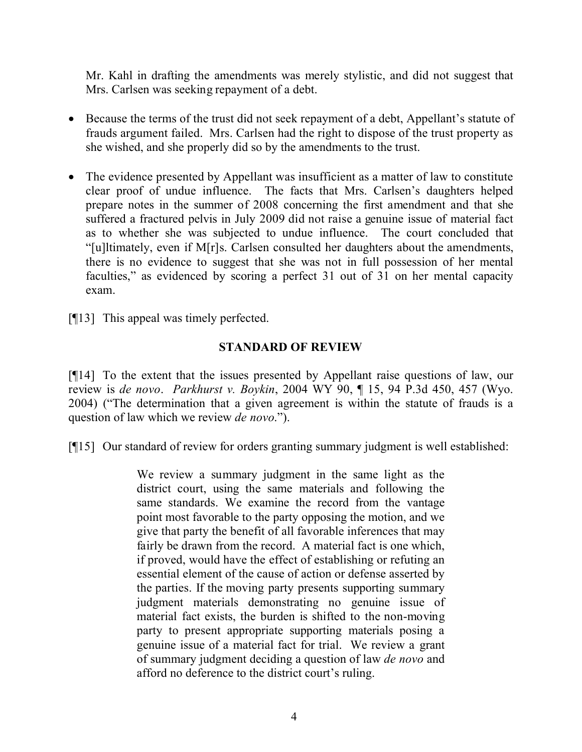Mr. Kahl in drafting the amendments was merely stylistic, and did not suggest that Mrs. Carlsen was seeking repayment of a debt.

- Because the terms of the trust did not seek repayment of a debt, Appellant's statute of frauds argument failed. Mrs. Carlsen had the right to dispose of the trust property as she wished, and she properly did so by the amendments to the trust.
- The evidence presented by Appellant was insufficient as a matter of law to constitute clear proof of undue influence. The facts that Mrs. Carlsen's daughters helped prepare notes in the summer of 2008 concerning the first amendment and that she suffered a fractured pelvis in July 2009 did not raise a genuine issue of material fact as to whether she was subjected to undue influence. The court concluded that "[u]ltimately, even if M[r]s. Carlsen consulted her daughters about the amendments, there is no evidence to suggest that she was not in full possession of her mental faculties," as evidenced by scoring a perfect 31 out of 31 on her mental capacity exam.

[¶13] This appeal was timely perfected.

## STANDARD OF REVIEW

[¶14] To the extent that the issues presented by Appellant raise questions of law, our review is *de novo*. *Parkhurst v. Boykin*, 2004 WY 90, ¶ 15, 94 P.3d 450, 457 (Wyo. 2004) ("The determination that a given agreement is within the statute of frauds is a question of law which we review *de novo*.").

[¶15] Our standard of review for orders granting summary judgment is well established:

> We review a summary judgment in the same light as the district court, using the same materials and following the same standards. We examine the record from the vantage point most favorable to the party opposing the motion, and we give that party the benefit of all favorable inferences that may fairly be drawn from the record. A material fact is one which, if proved, would have the effect of establishing or refuting an essential element of the cause of action or defense asserted by the parties. If the moving party presents supporting summary judgment materials demonstrating no genuine issue of material fact exists, the burden is shifted to the non-moving party to present appropriate supporting materials posing a genuine issue of a material fact for trial. We review a grant of summary judgment deciding a question of law *de novo* and afford no deference to the district court's ruling.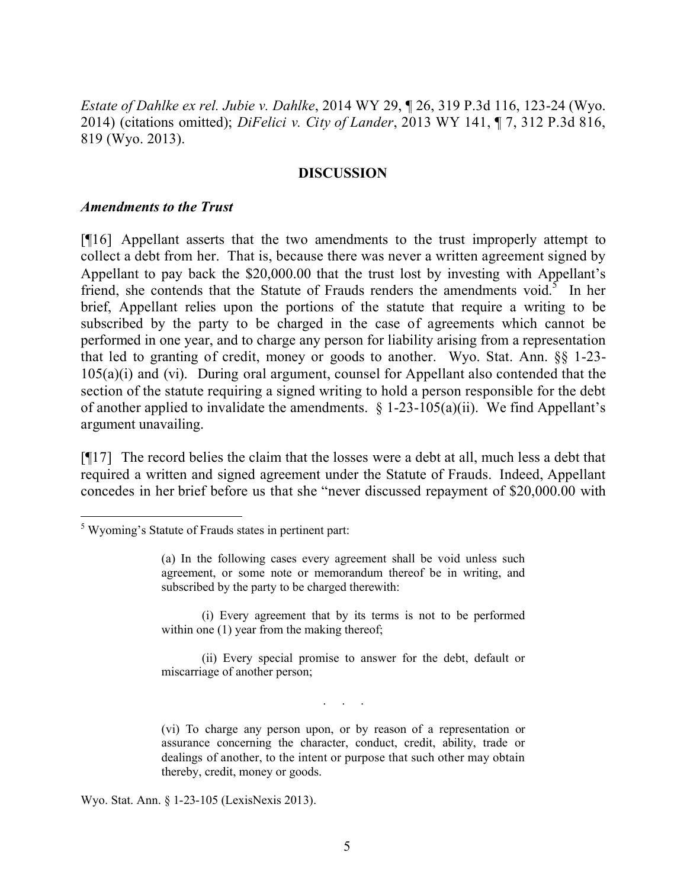*Estate of Dahlke ex rel. Jubie v. Dahlke*, 2014 WY 29, ¶ 26, 319 P.3d 116, 123-24 (Wyo. 2014) (citations omitted); *DiFelici v. City of Lander*, 2013 WY 141, ¶ 7, 312 P.3d 816, 819 (Wyo. 2013).

## DISCUSSION

### *Amendments to the Trust*

[¶16] Appellant asserts that the two amendments to the trust improperly attempt to collect a debt from her. That is, because there was never a written agreement signed by Appellant to pay back the $20,000.00 that the trust lost by investing with Appellant's friend, she contends that the Statute of Frauds renders the amendments void.[5] In her brief, Appellant relies upon the portions of the statute that require a writing to be subscribed by the party to be charged in the case of agreements which cannot be performed in one year, and to charge any person for liability arising from a representation that led to granting of credit, money or goods to another. Wyo. Stat. Ann. §§ 1-23-105(a)(i) and (vi). During oral argument, counsel for Appellant also contended that the section of the statute requiring a signed writing to hold a person responsible for the debt of another applied to invalidate the amendments. § 1-23-105(a)(ii). We find Appellant's argument unavailing.

[¶17] The record belies the claim that the losses were a debt at all, much less a debt that required a written and signed agreement under the Statute of Frauds. Indeed, Appellant concedes in her brief before us that she "never discussed repayment of $20,000.00 with

---

[5] Wyoming's Statute of Frauds states in pertinent part:

> (a) In the following cases every agreement shall be void unless such agreement, or some note or memorandum thereof be in writing, and subscribed by the party to be charged therewith:
>
> (i) Every agreement that by its terms is not to be performed within one (1) year from the making thereof;
>
> (ii) Every special promise to answer for the debt, default or miscarriage of another person;
>
> . . .
>
> (vi) To charge any person upon, or by reason of a representation or assurance concerning the character, conduct, credit, ability, trade or dealings of another, to the intent or purpose that such other may obtain thereby, credit, money or goods.

Wyo. Stat. Ann. § 1-23-105 (LexisNexis 2013).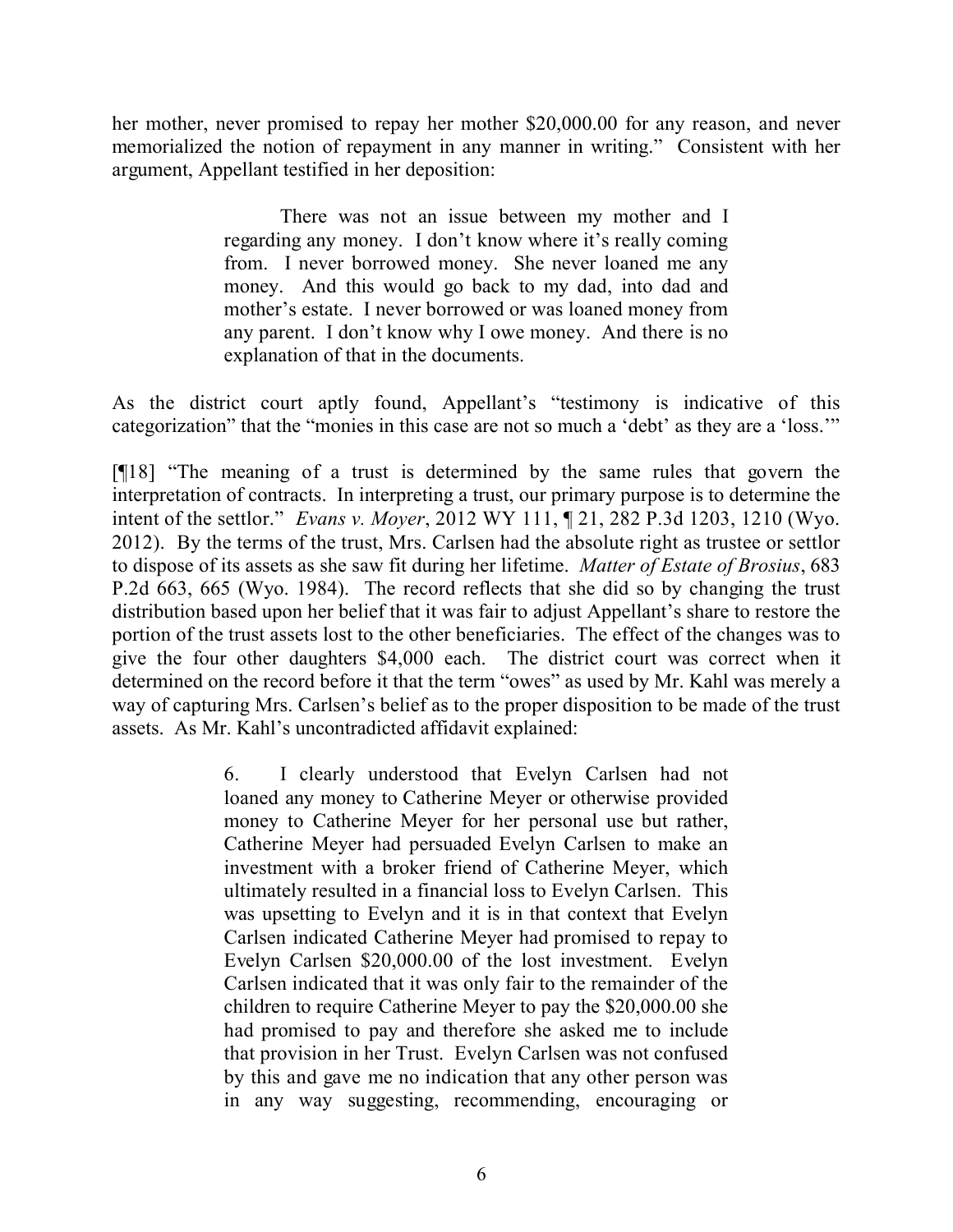her mother, never promised to repay her mother $20,000.00 for any reason, and never memorialized the notion of repayment in any manner in writing." Consistent with her argument, Appellant testified in her deposition:

> There was not an issue between my mother and I regarding any money. I don't know where it's really coming from. I never borrowed money. She never loaned me any money. And this would go back to my dad, into dad and mother's estate. I never borrowed or was loaned money from any parent. I don't know why I owe money. And there is no explanation of that in the documents.

As the district court aptly found, Appellant's "testimony is indicative of this categorization" that the "monies in this case are not so much a 'debt' as they are a 'loss.'"

[¶18] "The meaning of a trust is determined by the same rules that govern the interpretation of contracts. In interpreting a trust, our primary purpose is to determine the intent of the settlor." *Evans v. Moyer*, 2012 WY 111, ¶ 21, 282 P.3d 1203, 1210 (Wyo. 2012). By the terms of the trust, Mrs. Carlsen had the absolute right as trustee or settlor to dispose of its assets as she saw fit during her lifetime. *Matter of Estate of Brosius*, 683 P.2d 663, 665 (Wyo. 1984). The record reflects that she did so by changing the trust distribution based upon her belief that it was fair to adjust Appellant's share to restore the portion of the trust assets lost to the other beneficiaries. The effect of the changes was to give the four other daughters $4,000 each. The district court was correct when it determined on the record before it that the term "owes" as used by Mr. Kahl was merely a way of capturing Mrs. Carlsen's belief as to the proper disposition to be made of the trust assets. As Mr. Kahl's uncontradicted affidavit explained:

> 6. I clearly understood that Evelyn Carlsen had not loaned any money to Catherine Meyer or otherwise provided money to Catherine Meyer for her personal use but rather, Catherine Meyer had persuaded Evelyn Carlsen to make an investment with a broker friend of Catherine Meyer, which ultimately resulted in a financial loss to Evelyn Carlsen. This was upsetting to Evelyn and it is in that context that Evelyn Carlsen indicated Catherine Meyer had promised to repay to Evelyn Carlsen $20,000.00 of the lost investment. Evelyn Carlsen indicated that it was only fair to the remainder of the children to require Catherine Meyer to pay the $20,000.00 she had promised to pay and therefore she asked me to include that provision in her Trust. Evelyn Carlsen was not confused by this and gave me no indication that any other person was in any way suggesting, recommending, encouraging or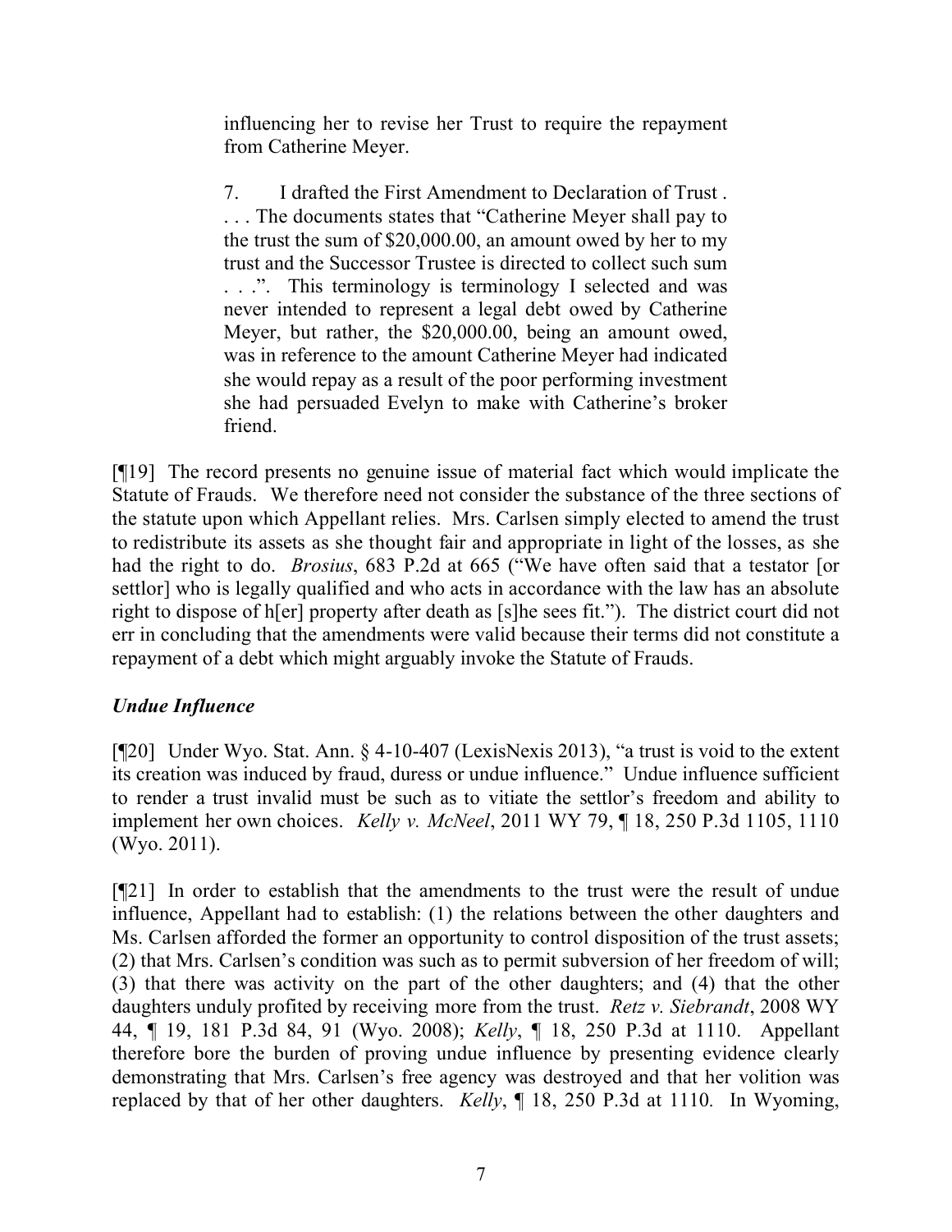> influencing her to revise her Trust to require the repayment from Catherine Meyer.
>
> 7. I drafted the First Amendment to Declaration of Trust . . . . The documents states that "Catherine Meyer shall pay to the trust the sum of $20,000.00, an amount owed by her to my trust and the Successor Trustee is directed to collect such sum . . .". This terminology is terminology I selected and was never intended to represent a legal debt owed by Catherine Meyer, but rather, the $20,000.00, being an amount owed, was in reference to the amount Catherine Meyer had indicated she would repay as a result of the poor performing investment she had persuaded Evelyn to make with Catherine's broker friend.

[¶19] The record presents no genuine issue of material fact which would implicate the Statute of Frauds. We therefore need not consider the substance of the three sections of the statute upon which Appellant relies. Mrs. Carlsen simply elected to amend the trust to redistribute its assets as she thought fair and appropriate in light of the losses, as she had the right to do. *Brosius*, 683 P.2d at 665 ("We have often said that a testator [or settlor] who is legally qualified and who acts in accordance with the law has an absolute right to dispose of h[er] property after death as [s]he sees fit."). The district court did not err in concluding that the amendments were valid because their terms did not constitute a repayment of a debt which might arguably invoke the Statute of Frauds.

### *Undue Influence*

[¶20] Under Wyo. Stat. Ann. § 4-10-407 (LexisNexis 2013), "a trust is void to the extent its creation was induced by fraud, duress or undue influence." Undue influence sufficient to render a trust invalid must be such as to vitiate the settlor's freedom and ability to implement her own choices. *Kelly v. McNeel*, 2011 WY 79, ¶ 18, 250 P.3d 1105, 1110 (Wyo. 2011).

[¶21] In order to establish that the amendments to the trust were the result of undue influence, Appellant had to establish: (1) the relations between the other daughters and Ms. Carlsen afforded the former an opportunity to control disposition of the trust assets; (2) that Mrs. Carlsen's condition was such as to permit subversion of her freedom of will; (3) that there was activity on the part of the other daughters; and (4) that the other daughters unduly profited by receiving more from the trust. *Retz v. Siebrandt*, 2008 WY 44, ¶ 19, 181 P.3d 84, 91 (Wyo. 2008); *Kelly*, ¶ 18, 250 P.3d at 1110. Appellant therefore bore the burden of proving undue influence by presenting evidence clearly demonstrating that Mrs. Carlsen's free agency was destroyed and that her volition was replaced by that of her other daughters. *Kelly*, ¶ 18, 250 P.3d at 1110. In Wyoming,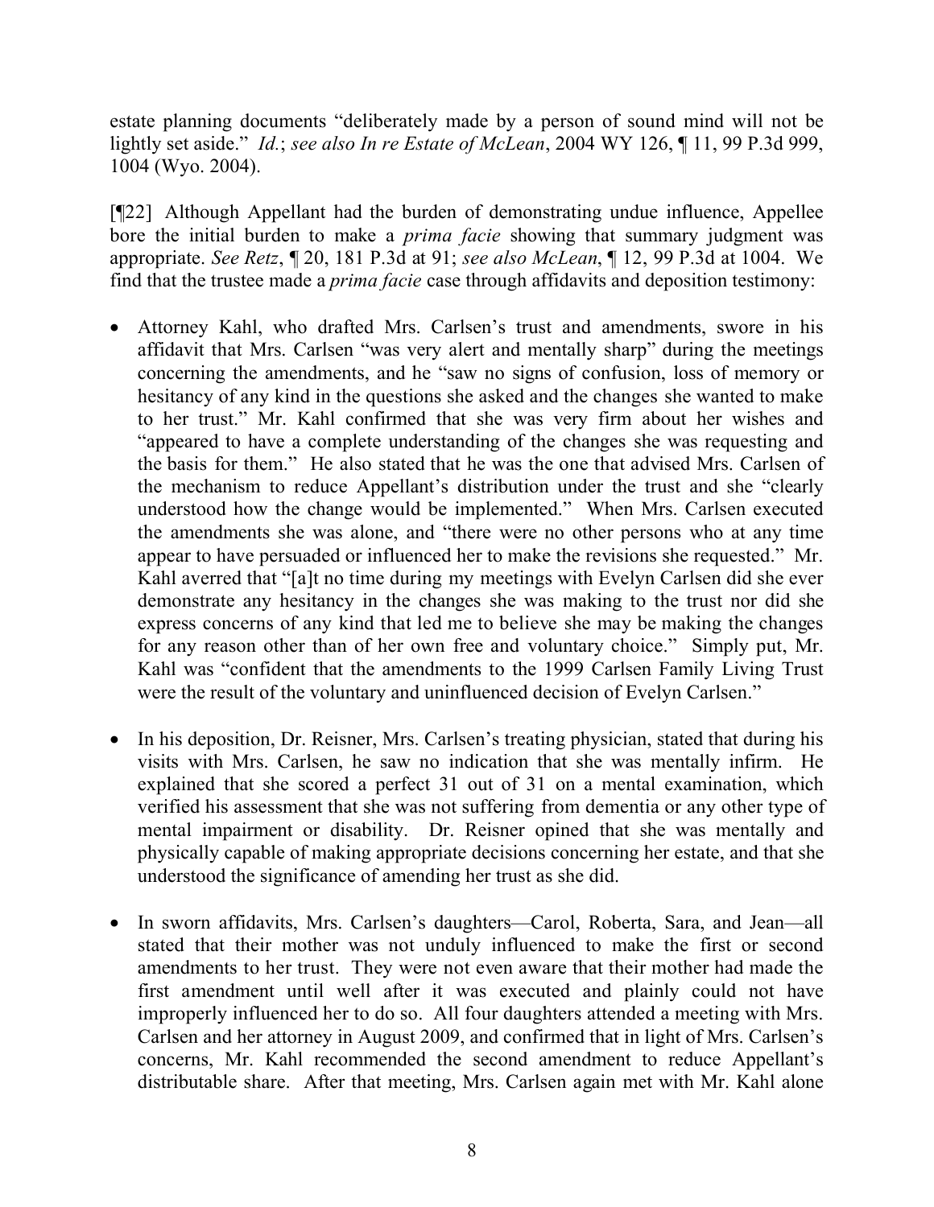estate planning documents "deliberately made by a person of sound mind will not be lightly set aside." *Id.*; *see also In re Estate of McLean*, 2004 WY 126, ¶ 11, 99 P.3d 999, 1004 (Wyo. 2004).

[¶22] Although Appellant had the burden of demonstrating undue influence, Appellee bore the initial burden to make a *prima facie* showing that summary judgment was appropriate. *See Retz*, ¶ 20, 181 P.3d at 91; *see also McLean*, ¶ 12, 99 P.3d at 1004. We find that the trustee made a *prima facie* case through affidavits and deposition testimony:

- Attorney Kahl, who drafted Mrs. Carlsen's trust and amendments, swore in his affidavit that Mrs. Carlsen "was very alert and mentally sharp" during the meetings concerning the amendments, and he "saw no signs of confusion, loss of memory or hesitancy of any kind in the questions she asked and the changes she wanted to make to her trust." Mr. Kahl confirmed that she was very firm about her wishes and "appeared to have a complete understanding of the changes she was requesting and the basis for them." He also stated that he was the one that advised Mrs. Carlsen of the mechanism to reduce Appellant's distribution under the trust and she "clearly understood how the change would be implemented." When Mrs. Carlsen executed the amendments she was alone, and "there were no other persons who at any time appear to have persuaded or influenced her to make the revisions she requested." Mr. Kahl averred that "[a]t no time during my meetings with Evelyn Carlsen did she ever demonstrate any hesitancy in the changes she was making to the trust nor did she express concerns of any kind that led me to believe she may be making the changes for any reason other than of her own free and voluntary choice." Simply put, Mr. Kahl was "confident that the amendments to the 1999 Carlsen Family Living Trust were the result of the voluntary and uninfluenced decision of Evelyn Carlsen."

- In his deposition, Dr. Reisner, Mrs. Carlsen's treating physician, stated that during his visits with Mrs. Carlsen, he saw no indication that she was mentally infirm. He explained that she scored a perfect 31 out of 31 on a mental examination, which verified his assessment that she was not suffering from dementia or any other type of mental impairment or disability. Dr. Reisner opined that she was mentally and physically capable of making appropriate decisions concerning her estate, and that she understood the significance of amending her trust as she did.

- In sworn affidavits, Mrs. Carlsen's daughters—Carol, Roberta, Sara, and Jean—all stated that their mother was not unduly influenced to make the first or second amendments to her trust. They were not even aware that their mother had made the first amendment until well after it was executed and plainly could not have improperly influenced her to do so. All four daughters attended a meeting with Mrs. Carlsen and her attorney in August 2009, and confirmed that in light of Mrs. Carlsen's concerns, Mr. Kahl recommended the second amendment to reduce Appellant's distributable share. After that meeting, Mrs. Carlsen again met with Mr. Kahl alone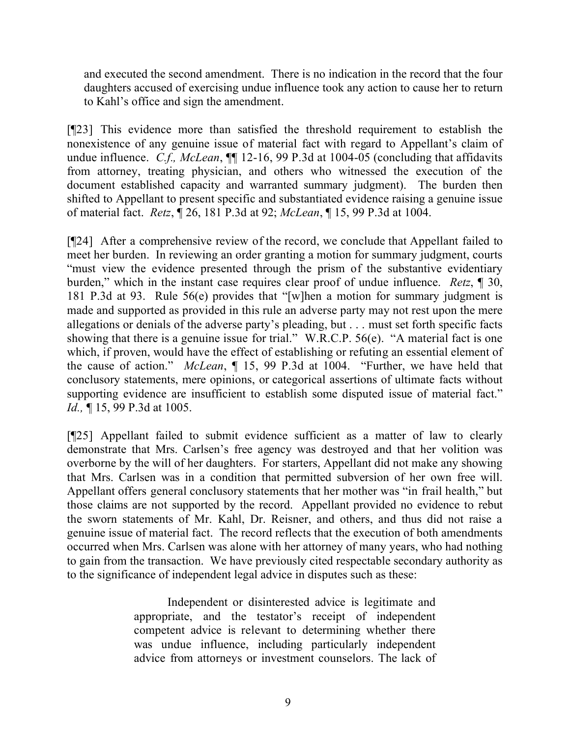and executed the second amendment. There is no indication in the record that the four daughters accused of exercising undue influence took any action to cause her to return to Kahl's office and sign the amendment.

[¶23] This evidence more than satisfied the threshold requirement to establish the nonexistence of any genuine issue of material fact with regard to Appellant's claim of undue influence. *C.f., McLean*, ¶¶ 12-16, 99 P.3d at 1004-05 (concluding that affidavits from attorney, treating physician, and others who witnessed the execution of the document established capacity and warranted summary judgment). The burden then shifted to Appellant to present specific and substantiated evidence raising a genuine issue of material fact. *Retz*, ¶ 26, 181 P.3d at 92; *McLean*, ¶ 15, 99 P.3d at 1004.

[¶24] After a comprehensive review of the record, we conclude that Appellant failed to meet her burden. In reviewing an order granting a motion for summary judgment, courts "must view the evidence presented through the prism of the substantive evidentiary burden," which in the instant case requires clear proof of undue influence. *Retz*, ¶ 30, 181 P.3d at 93. Rule 56(e) provides that "[w]hen a motion for summary judgment is made and supported as provided in this rule an adverse party may not rest upon the mere allegations or denials of the adverse party's pleading, but . . . must set forth specific facts showing that there is a genuine issue for trial." W.R.C.P. 56(e). "A material fact is one which, if proven, would have the effect of establishing or refuting an essential element of the cause of action." *McLean*, ¶ 15, 99 P.3d at 1004. "Further, we have held that conclusory statements, mere opinions, or categorical assertions of ultimate facts without supporting evidence are insufficient to establish some disputed issue of material fact." *Id.,* ¶ 15, 99 P.3d at 1005.

[¶25] Appellant failed to submit evidence sufficient as a matter of law to clearly demonstrate that Mrs. Carlsen's free agency was destroyed and that her volition was overborne by the will of her daughters. For starters, Appellant did not make any showing that Mrs. Carlsen was in a condition that permitted subversion of her own free will. Appellant offers general conclusory statements that her mother was "in frail health," but those claims are not supported by the record. Appellant provided no evidence to rebut the sworn statements of Mr. Kahl, Dr. Reisner, and others, and thus did not raise a genuine issue of material fact. The record reflects that the execution of both amendments occurred when Mrs. Carlsen was alone with her attorney of many years, who had nothing to gain from the transaction. We have previously cited respectable secondary authority as to the significance of independent legal advice in disputes such as these:

> Independent or disinterested advice is legitimate and appropriate, and the testator's receipt of independent competent advice is relevant to determining whether there was undue influence, including particularly independent advice from attorneys or investment counselors. The lack of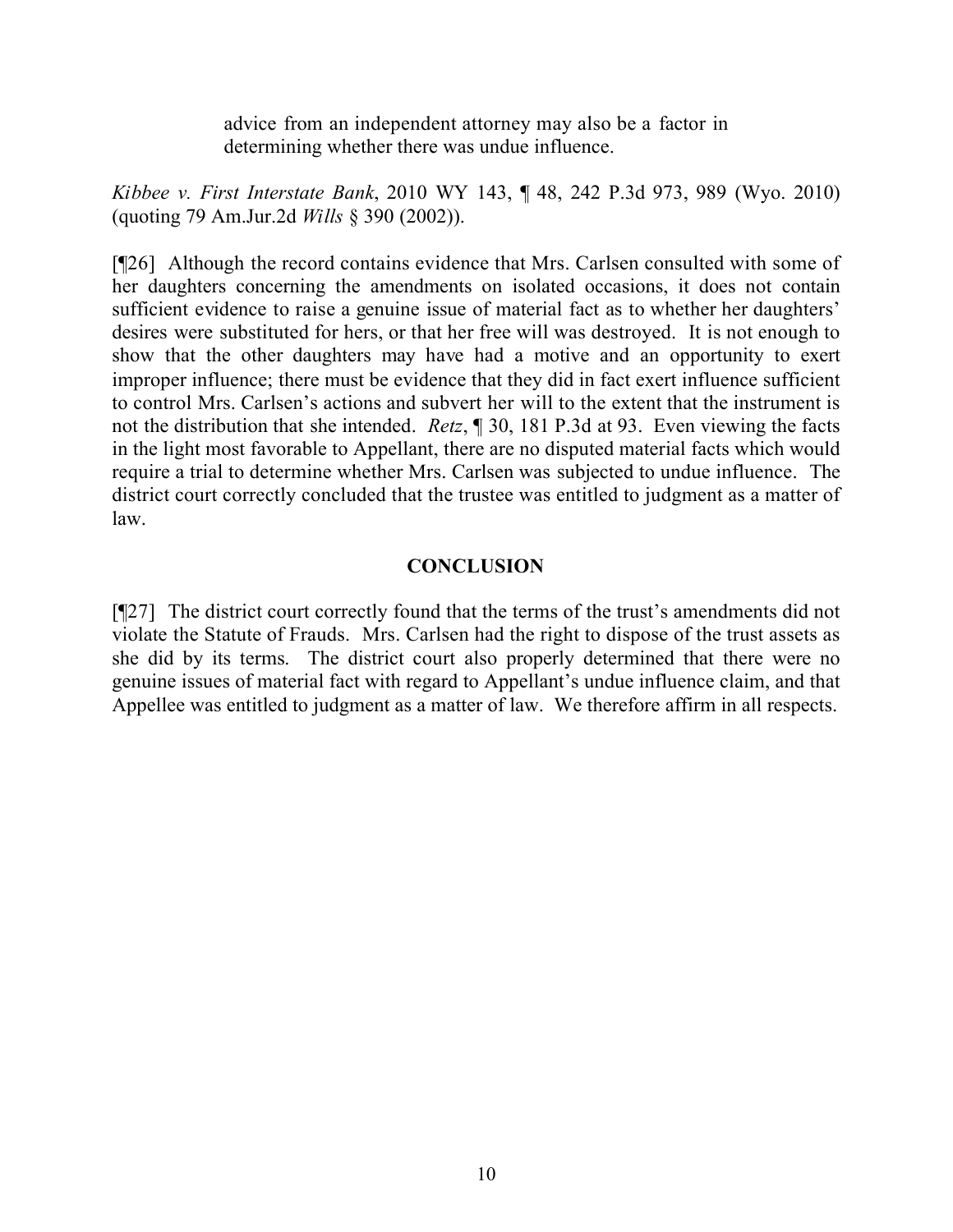> advice from an independent attorney may also be a factor in determining whether there was undue influence.

*Kibbee v. First Interstate Bank*, 2010 WY 143, ¶ 48, 242 P.3d 973, 989 (Wyo. 2010) (quoting 79 Am.Jur.2d *Wills* § 390 (2002)).

[¶26] Although the record contains evidence that Mrs. Carlsen consulted with some of her daughters concerning the amendments on isolated occasions, it does not contain sufficient evidence to raise a genuine issue of material fact as to whether her daughters' desires were substituted for hers, or that her free will was destroyed. It is not enough to show that the other daughters may have had a motive and an opportunity to exert improper influence; there must be evidence that they did in fact exert influence sufficient to control Mrs. Carlsen's actions and subvert her will to the extent that the instrument is not the distribution that she intended. *Retz*, ¶ 30, 181 P.3d at 93. Even viewing the facts in the light most favorable to Appellant, there are no disputed material facts which would require a trial to determine whether Mrs. Carlsen was subjected to undue influence. The district court correctly concluded that the trustee was entitled to judgment as a matter of law.

## CONCLUSION

[¶27] The district court correctly found that the terms of the trust's amendments did not violate the Statute of Frauds. Mrs. Carlsen had the right to dispose of the trust assets as she did by its terms. The district court also properly determined that there were no genuine issues of material fact with regard to Appellant's undue influence claim, and that Appellee was entitled to judgment as a matter of law. We therefore affirm in all respects.